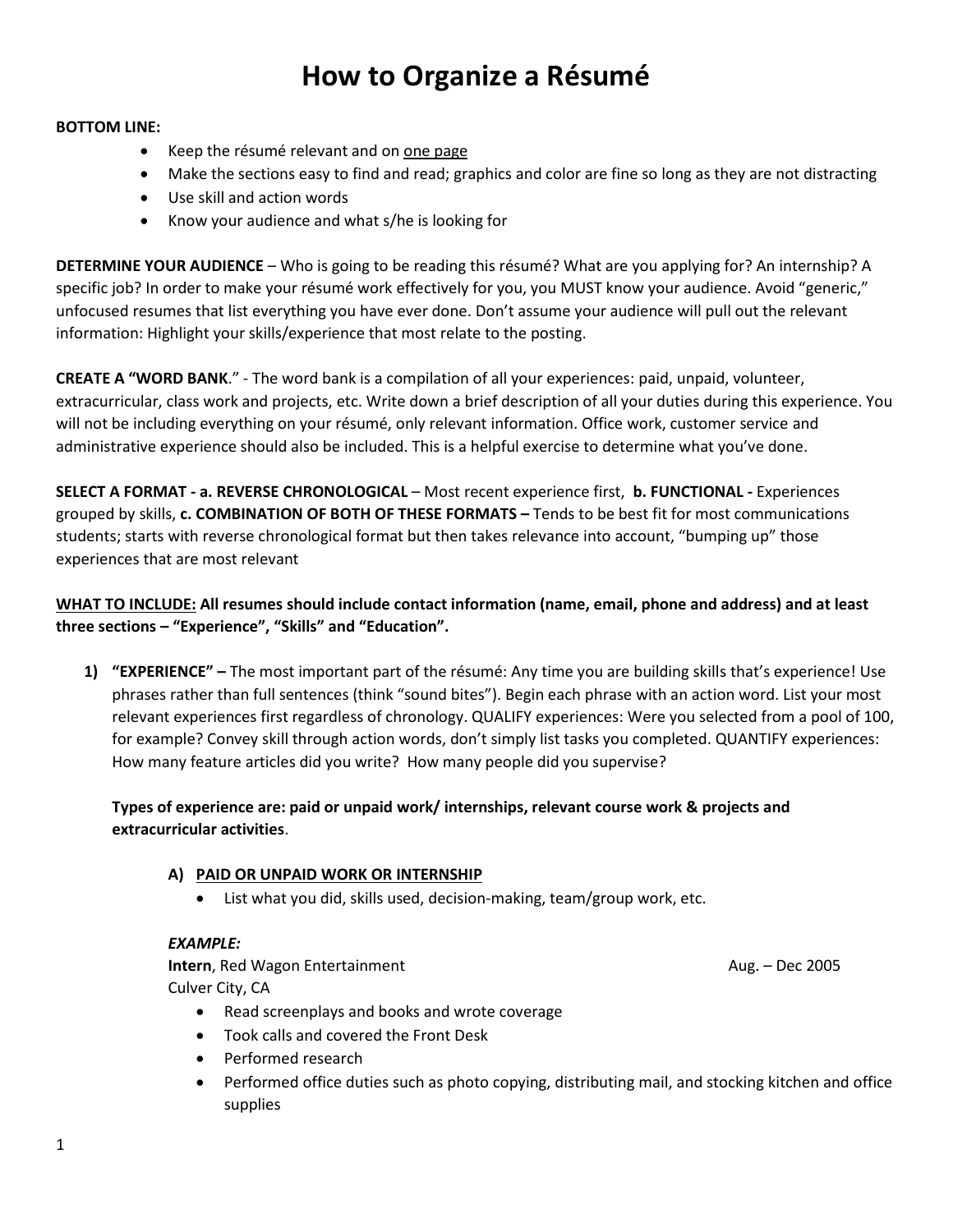# How to Organize a Résumé

**BOTTOM LINE:**

- Keep the résumé relevant and on <u>one page</u>
- Make the sections easy to find and read; graphics and color are fine so long as they are not distracting
- Use skill and action words
- Know your audience and what s/he is looking for

**DETERMINE YOUR AUDIENCE** – Who is going to be reading this résumé? What are you applying for? An internship? A specific job? In order to make your résumé work effectively for you, you MUST know your audience. Avoid "generic," unfocused resumes that list everything you have ever done. Don't assume your audience will pull out the relevant information: Highlight your skills/experience that most relate to the posting.

**CREATE A "WORD BANK**." - The word bank is a compilation of all your experiences: paid, unpaid, volunteer, extracurricular, class work and projects, etc. Write down a brief description of all your duties during this experience. You will not be including everything on your résumé, only relevant information. Office work, customer service and administrative experience should also be included. This is a helpful exercise to determine what you've done.

**SELECT A FORMAT - a. REVERSE CHRONOLOGICAL** – Most recent experience first, **b. FUNCTIONAL -** Experiences grouped by skills, **c. COMBINATION OF BOTH OF THESE FORMATS –** Tends to be best fit for most communications students; starts with reverse chronological format but then takes relevance into account, "bumping up" those experiences that are most relevant

**<u>WHAT TO INCLUDE:</u> All resumes should include contact information (name, email, phone and address) and at least three sections – "Experience", "Skills" and "Education".**

1) **"EXPERIENCE" –** The most important part of the résumé: Any time you are building skills that's experience! Use phrases rather than full sentences (think "sound bites"). Begin each phrase with an action word. List your most relevant experiences first regardless of chronology. QUALIFY experiences: Were you selected from a pool of 100, for example? Convey skill through action words, don't simply list tasks you completed. QUANTIFY experiences: How many feature articles did you write? How many people did you supervise?

   **Types of experience are: paid or unpaid work/ internships, relevant course work & projects and extracurricular activities**.

   **A) <u>PAID OR UNPAID WORK OR INTERNSHIP</u>**

   - List what you did, skills used, decision-making, team/group work, etc.

   ***EXAMPLE:***

   **Intern**, Red Wagon Entertainment — Aug. – Dec 2005
   Culver City, CA

   - Read screenplays and books and wrote coverage
   - Took calls and covered the Front Desk
   - Performed research
   - Performed office duties such as photo copying, distributing mail, and stocking kitchen and office supplies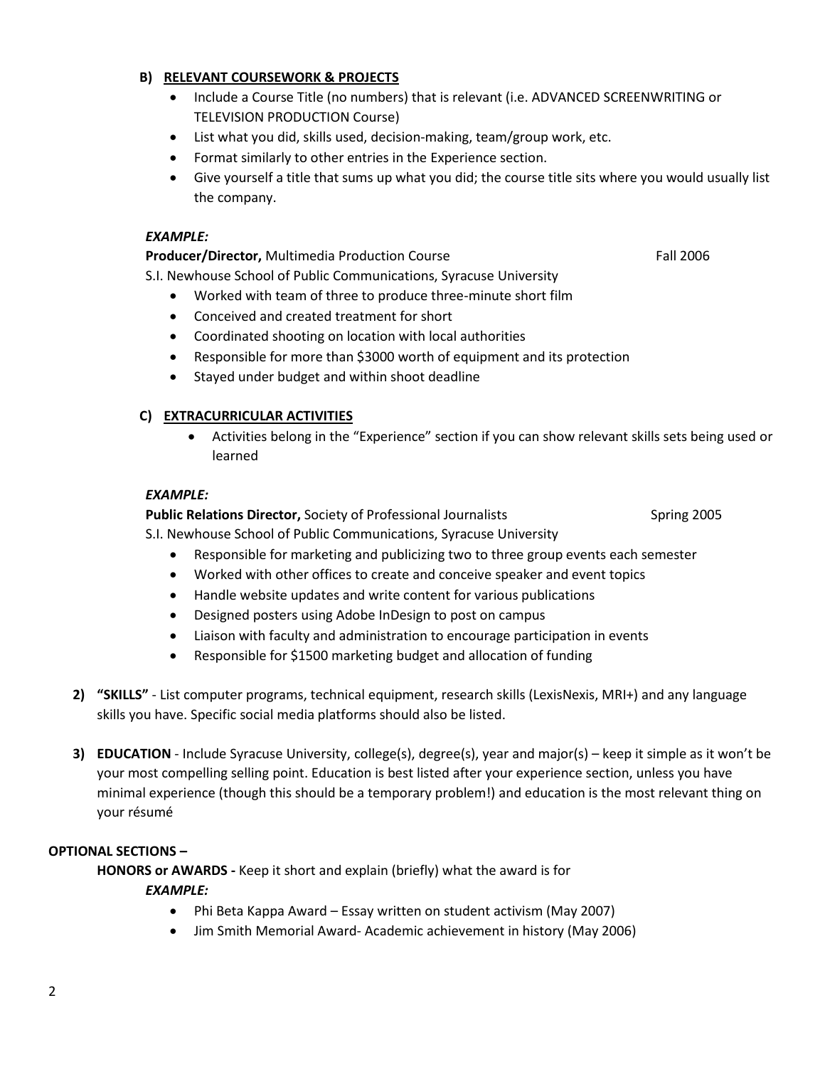**B) RELEVANT COURSEWORK & PROJECTS**

- Include a Course Title (no numbers) that is relevant (i.e. ADVANCED SCREENWRITING or TELEVISION PRODUCTION Course)
- List what you did, skills used, decision-making, team/group work, etc.
- Format similarly to other entries in the Experience section.
- Give yourself a title that sums up what you did; the course title sits where you would usually list the company.

***EXAMPLE:***

**Producer/Director,** Multimedia Production Course Fall 2006

S.I. Newhouse School of Public Communications, Syracuse University

- Worked with team of three to produce three-minute short film
- Conceived and created treatment for short
- Coordinated shooting on location with local authorities
- Responsible for more than $3000 worth of equipment and its protection
- Stayed under budget and within shoot deadline

**C) EXTRACURRICULAR ACTIVITIES**

- Activities belong in the "Experience" section if you can show relevant skills sets being used or learned

***EXAMPLE:***

**Public Relations Director,** Society of Professional Journalists Spring 2005

S.I. Newhouse School of Public Communications, Syracuse University

- Responsible for marketing and publicizing two to three group events each semester
- Worked with other offices to create and conceive speaker and event topics
- Handle website updates and write content for various publications
- Designed posters using Adobe InDesign to post on campus
- Liaison with faculty and administration to encourage participation in events
- Responsible for $1500 marketing budget and allocation of funding

**2) "SKILLS"** - List computer programs, technical equipment, research skills (LexisNexis, MRI+) and any language skills you have. Specific social media platforms should also be listed.

**3) EDUCATION** - Include Syracuse University, college(s), degree(s), year and major(s) – keep it simple as it won't be your most compelling selling point. Education is best listed after your experience section, unless you have minimal experience (though this should be a temporary problem!) and education is the most relevant thing on your résumé

**OPTIONAL SECTIONS –**

**HONORS or AWARDS -** Keep it short and explain (briefly) what the award is for

***EXAMPLE:***

- Phi Beta Kappa Award – Essay written on student activism (May 2007)
- Jim Smith Memorial Award- Academic achievement in history (May 2006)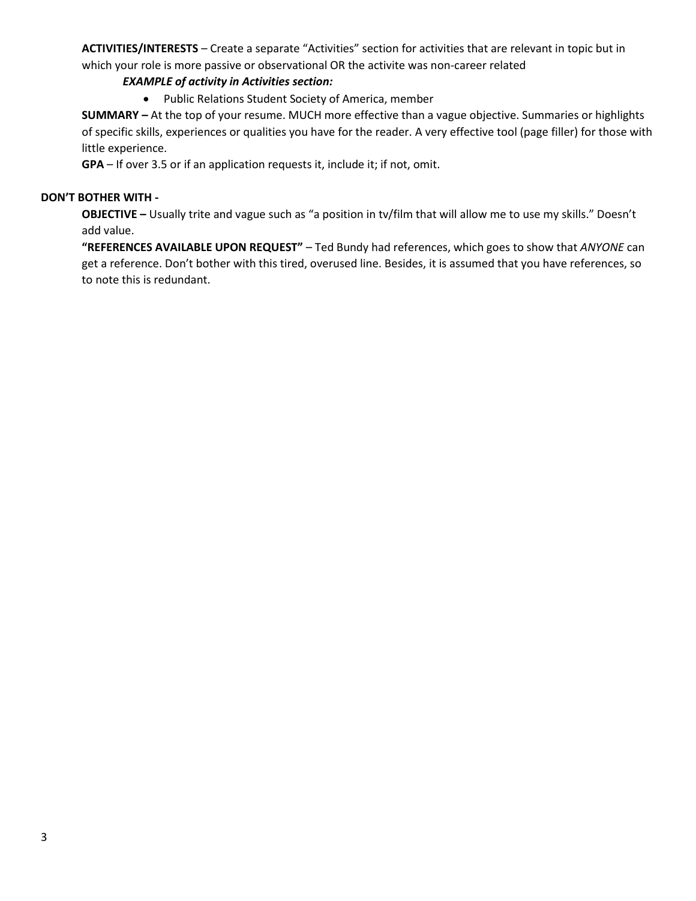**ACTIVITIES/INTERESTS** – Create a separate "Activities" section for activities that are relevant in topic but in which your role is more passive or observational OR the activite was non-career related

***EXAMPLE of activity in Activities section:***

- Public Relations Student Society of America, member

**SUMMARY –** At the top of your resume. MUCH more effective than a vague objective. Summaries or highlights of specific skills, experiences or qualities you have for the reader. A very effective tool (page filler) for those with little experience.

**GPA** – If over 3.5 or if an application requests it, include it; if not, omit.

**DON'T BOTHER WITH -**

**OBJECTIVE –** Usually trite and vague such as "a position in tv/film that will allow me to use my skills." Doesn't add value.

**"REFERENCES AVAILABLE UPON REQUEST"** – Ted Bundy had references, which goes to show that *ANYONE* can get a reference. Don't bother with this tired, overused line. Besides, it is assumed that you have references, so to note this is redundant.